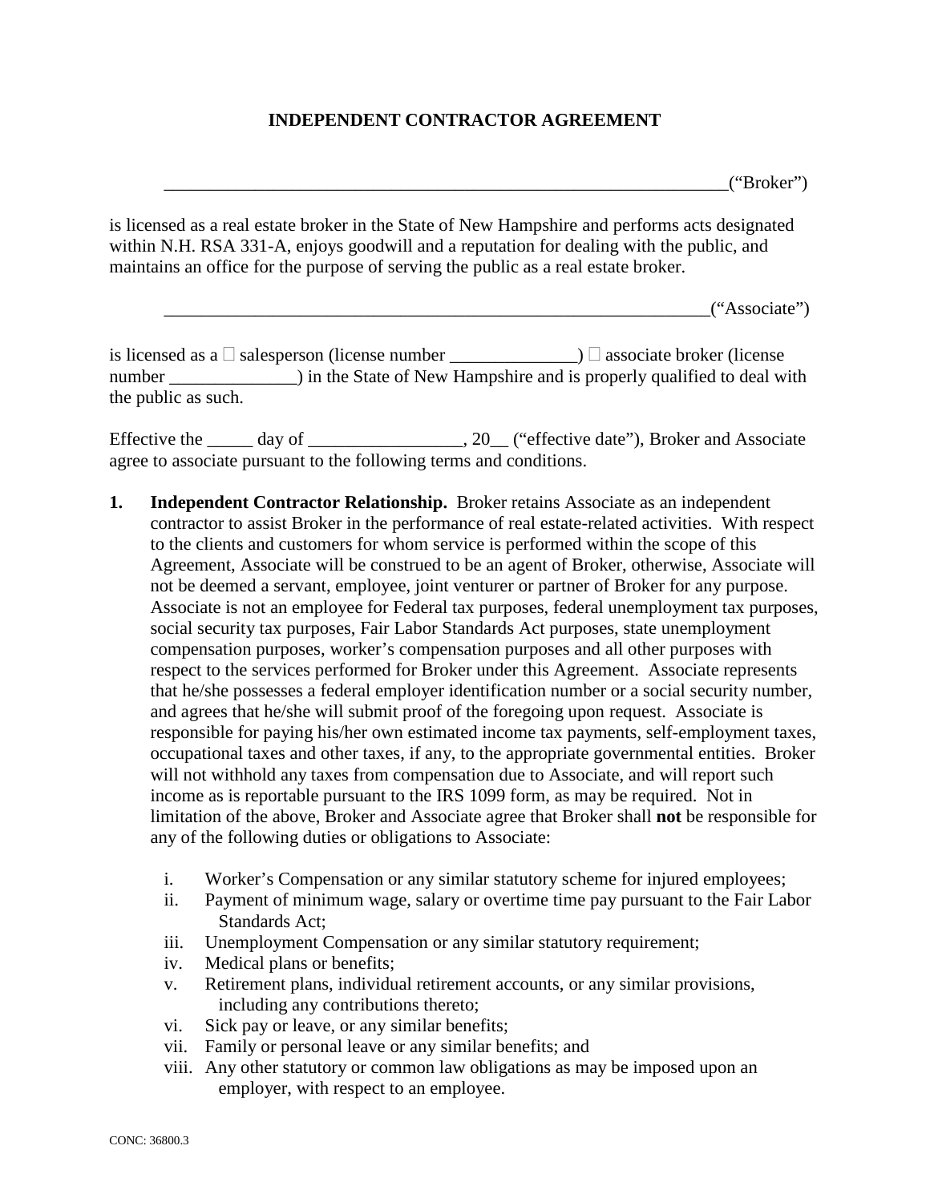# INDEPENDENT CONTRACTOR AGREEMENT

_______________________________________________________________("Broker")

is licensed as a real estate broker in the State of New Hampshire and performs acts designated within N.H. RSA 331-A, enjoys goodwill and a reputation for dealing with the public, and maintains an office for the purpose of serving the public as a real estate broker.

_______________________________________________________________("Associate")

is licensed as a ☐ salesperson (license number ______________) ☐ associate broker (license number ______________) in the State of New Hampshire and is properly qualified to deal with the public as such.

Effective the _____ day of _________________, 20__ ("effective date"), Broker and Associate agree to associate pursuant to the following terms and conditions.

1. **Independent Contractor Relationship.** Broker retains Associate as an independent contractor to assist Broker in the performance of real estate-related activities. With respect to the clients and customers for whom service is performed within the scope of this Agreement, Associate will be construed to be an agent of Broker, otherwise, Associate will not be deemed a servant, employee, joint venturer or partner of Broker for any purpose. Associate is not an employee for Federal tax purposes, federal unemployment tax purposes, social security tax purposes, Fair Labor Standards Act purposes, state unemployment compensation purposes, worker's compensation purposes and all other purposes with respect to the services performed for Broker under this Agreement. Associate represents that he/she possesses a federal employer identification number or a social security number, and agrees that he/she will submit proof of the foregoing upon request. Associate is responsible for paying his/her own estimated income tax payments, self-employment taxes, occupational taxes and other taxes, if any, to the appropriate governmental entities. Broker will not withhold any taxes from compensation due to Associate, and will report such income as is reportable pursuant to the IRS 1099 form, as may be required. Not in limitation of the above, Broker and Associate agree that Broker shall **not** be responsible for any of the following duties or obligations to Associate:

    i. Worker's Compensation or any similar statutory scheme for injured employees;
    ii. Payment of minimum wage, salary or overtime time pay pursuant to the Fair Labor Standards Act;
    iii. Unemployment Compensation or any similar statutory requirement;
    iv. Medical plans or benefits;
    v. Retirement plans, individual retirement accounts, or any similar provisions, including any contributions thereto;
    vi. Sick pay or leave, or any similar benefits;
    vii. Family or personal leave or any similar benefits; and
    viii. Any other statutory or common law obligations as may be imposed upon an employer, with respect to an employee.

CONC: 36800.3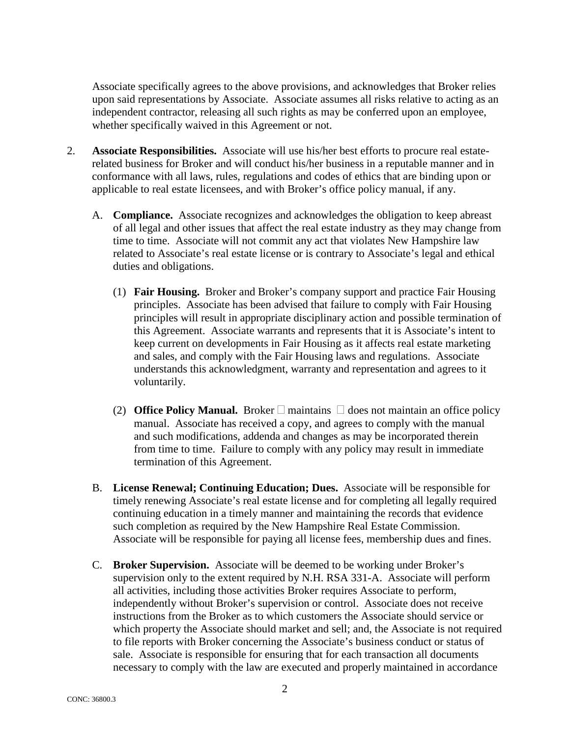Associate specifically agrees to the above provisions, and acknowledges that Broker relies upon said representations by Associate. Associate assumes all risks relative to acting as an independent contractor, releasing all such rights as may be conferred upon an employee, whether specifically waived in this Agreement or not.

2. **Associate Responsibilities.** Associate will use his/her best efforts to procure real estate-related business for Broker and will conduct his/her business in a reputable manner and in conformance with all laws, rules, regulations and codes of ethics that are binding upon or applicable to real estate licensees, and with Broker's office policy manual, if any.

   A. **Compliance.** Associate recognizes and acknowledges the obligation to keep abreast of all legal and other issues that affect the real estate industry as they may change from time to time. Associate will not commit any act that violates New Hampshire law related to Associate's real estate license or is contrary to Associate's legal and ethical duties and obligations.

      (1) **Fair Housing.** Broker and Broker's company support and practice Fair Housing principles. Associate has been advised that failure to comply with Fair Housing principles will result in appropriate disciplinary action and possible termination of this Agreement. Associate warrants and represents that it is Associate's intent to keep current on developments in Fair Housing as it affects real estate marketing and sales, and comply with the Fair Housing laws and regulations. Associate understands this acknowledgment, warranty and representation and agrees to it voluntarily.

      (2) **Office Policy Manual.** Broker ☐ maintains ☐ does not maintain an office policy manual. Associate has received a copy, and agrees to comply with the manual and such modifications, addenda and changes as may be incorporated therein from time to time. Failure to comply with any policy may result in immediate termination of this Agreement.

   B. **License Renewal; Continuing Education; Dues.** Associate will be responsible for timely renewing Associate's real estate license and for completing all legally required continuing education in a timely manner and maintaining the records that evidence such completion as required by the New Hampshire Real Estate Commission. Associate will be responsible for paying all license fees, membership dues and fines.

   C. **Broker Supervision.** Associate will be deemed to be working under Broker's supervision only to the extent required by N.H. RSA 331-A. Associate will perform all activities, including those activities Broker requires Associate to perform, independently without Broker's supervision or control. Associate does not receive instructions from the Broker as to which customers the Associate should service or which property the Associate should market and sell; and, the Associate is not required to file reports with Broker concerning the Associate's business conduct or status of sale. Associate is responsible for ensuring that for each transaction all documents necessary to comply with the law are executed and properly maintained in accordance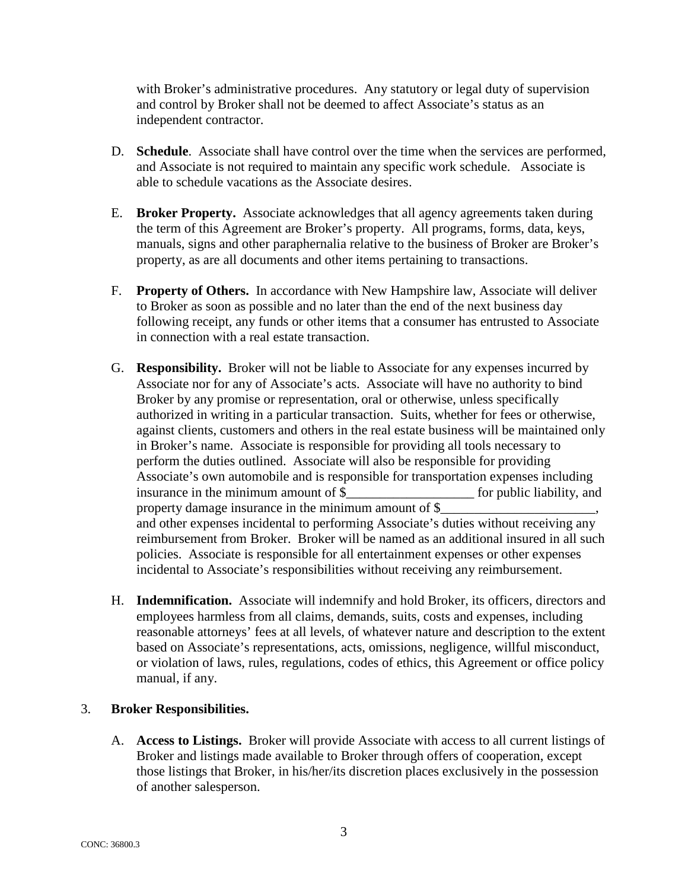with Broker's administrative procedures. Any statutory or legal duty of supervision and control by Broker shall not be deemed to affect Associate's status as an independent contractor.

D. **Schedule**. Associate shall have control over the time when the services are performed, and Associate is not required to maintain any specific work schedule. Associate is able to schedule vacations as the Associate desires.

E. **Broker Property.** Associate acknowledges that all agency agreements taken during the term of this Agreement are Broker's property. All programs, forms, data, keys, manuals, signs and other paraphernalia relative to the business of Broker are Broker's property, as are all documents and other items pertaining to transactions.

F. **Property of Others.** In accordance with New Hampshire law, Associate will deliver to Broker as soon as possible and no later than the end of the next business day following receipt, any funds or other items that a consumer has entrusted to Associate in connection with a real estate transaction.

G. **Responsibility.** Broker will not be liable to Associate for any expenses incurred by Associate nor for any of Associate's acts. Associate will have no authority to bind Broker by any promise or representation, oral or otherwise, unless specifically authorized in writing in a particular transaction. Suits, whether for fees or otherwise, against clients, customers and others in the real estate business will be maintained only in Broker's name. Associate is responsible for providing all tools necessary to perform the duties outlined. Associate will also be responsible for providing Associate's own automobile and is responsible for transportation expenses including insurance in the minimum amount of $___________________ for public liability, and property damage insurance in the minimum amount of $_______________________, and other expenses incidental to performing Associate's duties without receiving any reimbursement from Broker. Broker will be named as an additional insured in all such policies. Associate is responsible for all entertainment expenses or other expenses incidental to Associate's responsibilities without receiving any reimbursement.

H. **Indemnification.** Associate will indemnify and hold Broker, its officers, directors and employees harmless from all claims, demands, suits, costs and expenses, including reasonable attorneys' fees at all levels, of whatever nature and description to the extent based on Associate's representations, acts, omissions, negligence, willful misconduct, or violation of laws, rules, regulations, codes of ethics, this Agreement or office policy manual, if any.

3. **Broker Responsibilities.**

A. **Access to Listings.** Broker will provide Associate with access to all current listings of Broker and listings made available to Broker through offers of cooperation, except those listings that Broker, in his/her/its discretion places exclusively in the possession of another salesperson.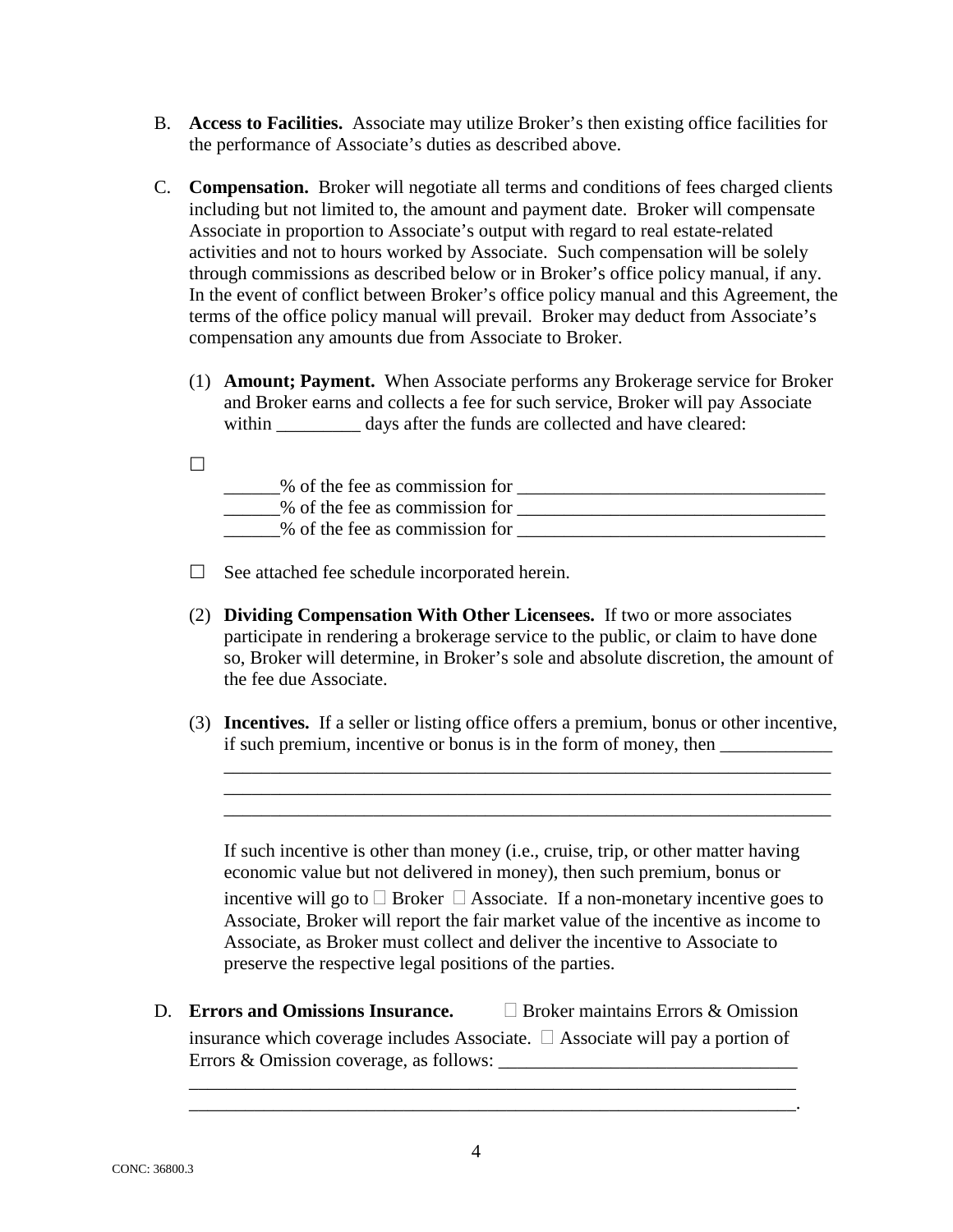B. **Access to Facilities.** Associate may utilize Broker's then existing office facilities for the performance of Associate's duties as described above.

C. **Compensation.** Broker will negotiate all terms and conditions of fees charged clients including but not limited to, the amount and payment date. Broker will compensate Associate in proportion to Associate's output with regard to real estate-related activities and not to hours worked by Associate. Such compensation will be solely through commissions as described below or in Broker's office policy manual, if any. In the event of conflict between Broker's office policy manual and this Agreement, the terms of the office policy manual will prevail. Broker may deduct from Associate's compensation any amounts due from Associate to Broker.

(1) **Amount; Payment.** When Associate performs any Brokerage service for Broker and Broker earns and collects a fee for such service, Broker will pay Associate within _________ days after the funds are collected and have cleared:

☐
______% of the fee as commission for _________________________________
______% of the fee as commission for _________________________________
______% of the fee as commission for _________________________________

☐ See attached fee schedule incorporated herein.

(2) **Dividing Compensation With Other Licensees.** If two or more associates participate in rendering a brokerage service to the public, or claim to have done so, Broker will determine, in Broker's sole and absolute discretion, the amount of the fee due Associate.

(3) **Incentives.** If a seller or listing office offers a premium, bonus or other incentive, if such premium, incentive or bonus is in the form of money, then ____________
____________________________________________________________________
____________________________________________________________________
____________________________________________________________________

If such incentive is other than money (i.e., cruise, trip, or other matter having economic value but not delivered in money), then such premium, bonus or incentive will go to ☐ Broker ☐ Associate. If a non-monetary incentive goes to Associate, Broker will report the fair market value of the incentive as income to Associate, as Broker must collect and deliver the incentive to Associate to preserve the respective legal positions of the parties.

D. **Errors and Omissions Insurance.** ☐ Broker maintains Errors & Omission insurance which coverage includes Associate. ☐ Associate will pay a portion of Errors & Omission coverage, as follows: ________________________________
____________________________________________________________________
____________________________________________________________________.

CONC: 36800.3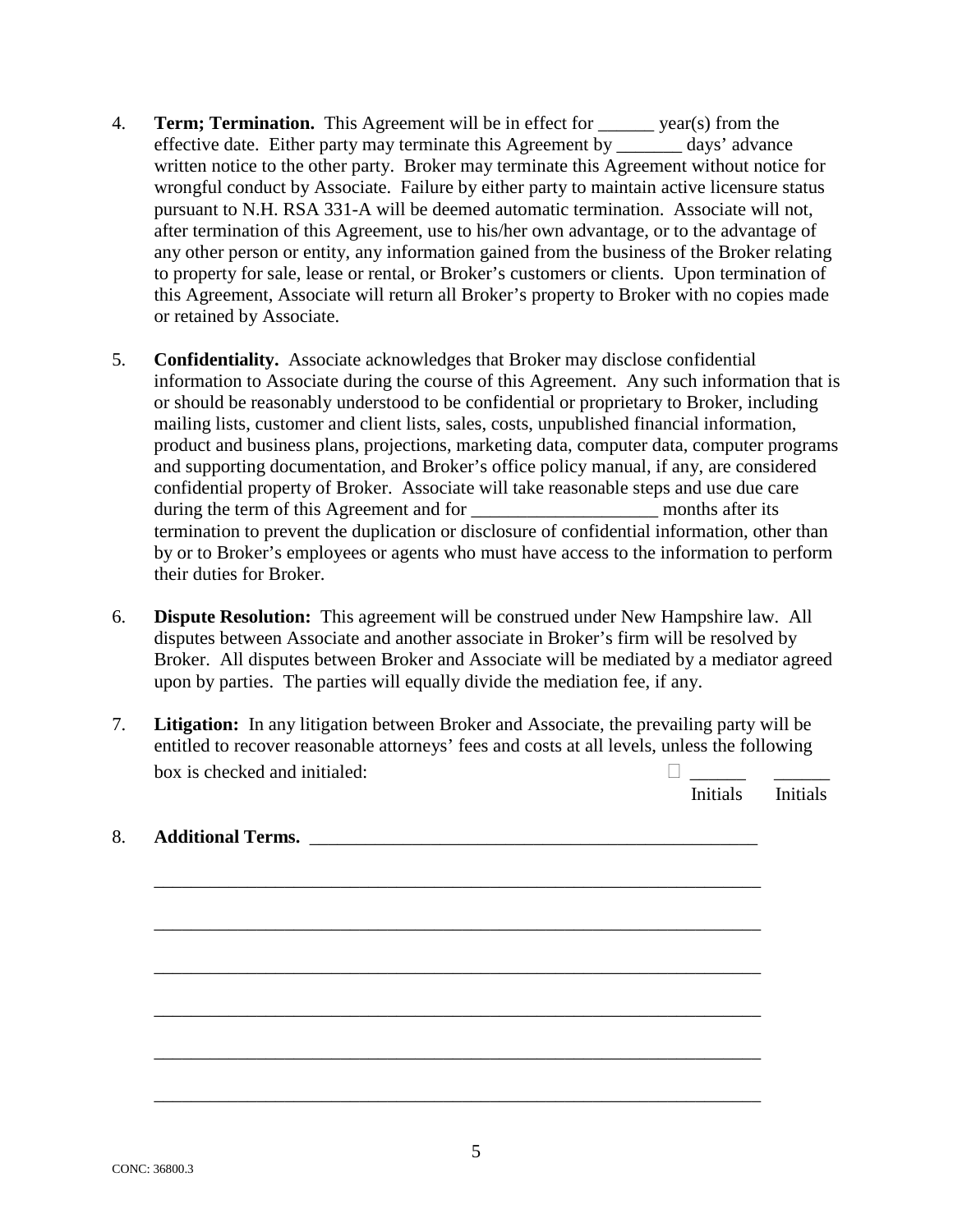4. **Term; Termination.** This Agreement will be in effect for ______ year(s) from the effective date. Either party may terminate this Agreement by _______ days' advance written notice to the other party. Broker may terminate this Agreement without notice for wrongful conduct by Associate. Failure by either party to maintain active licensure status pursuant to N.H. RSA 331-A will be deemed automatic termination. Associate will not, after termination of this Agreement, use to his/her own advantage, or to the advantage of any other person or entity, any information gained from the business of the Broker relating to property for sale, lease or rental, or Broker's customers or clients. Upon termination of this Agreement, Associate will return all Broker's property to Broker with no copies made or retained by Associate.

5. **Confidentiality.** Associate acknowledges that Broker may disclose confidential information to Associate during the course of this Agreement. Any such information that is or should be reasonably understood to be confidential or proprietary to Broker, including mailing lists, customer and client lists, sales, costs, unpublished financial information, product and business plans, projections, marketing data, computer data, computer programs and supporting documentation, and Broker's office policy manual, if any, are considered confidential property of Broker. Associate will take reasonable steps and use due care during the term of this Agreement and for ____________________ months after its termination to prevent the duplication or disclosure of confidential information, other than by or to Broker's employees or agents who must have access to the information to perform their duties for Broker.

6. **Dispute Resolution:** This agreement will be construed under New Hampshire law. All disputes between Associate and another associate in Broker's firm will be resolved by Broker. All disputes between Broker and Associate will be mediated by a mediator agreed upon by parties. The parties will equally divide the mediation fee, if any.

7. **Litigation:** In any litigation between Broker and Associate, the prevailing party will be entitled to recover reasonable attorneys' fees and costs at all levels, unless the following box is checked and initialed: ☐ ______ ______

   Initials Initials

8. **Additional Terms.** __________________________________________________

   __________________________________________________________________

   __________________________________________________________________

   __________________________________________________________________

   __________________________________________________________________

   __________________________________________________________________

   __________________________________________________________________

CONC: 36800.3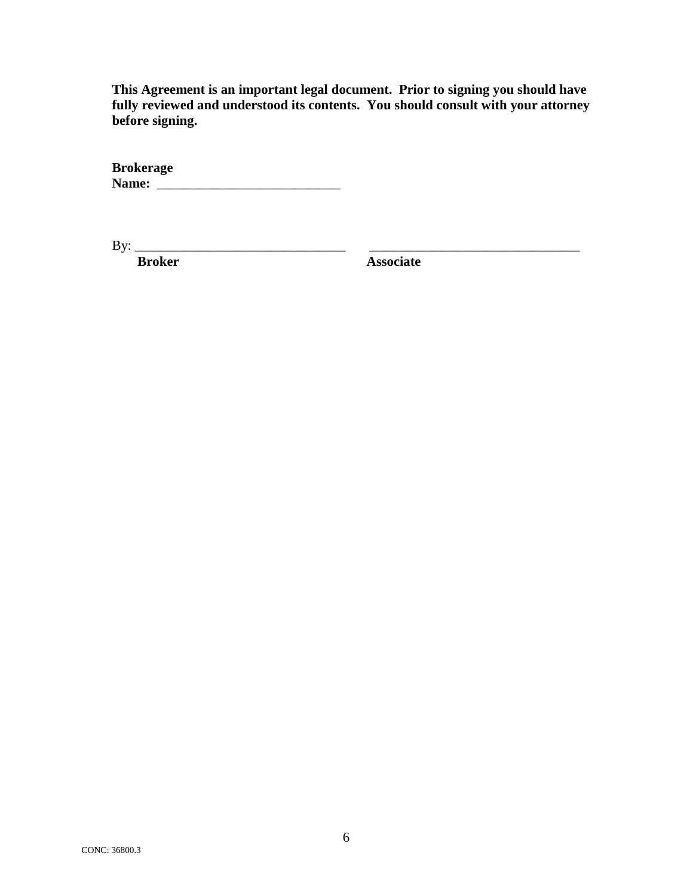**This Agreement is an important legal document. Prior to signing you should have fully reviewed and understood its contents. You should consult with your attorney before signing.**

**Brokerage Name:** ___________________________

By: _______________________________ _______________________________

**Broker** **Associate**

CONC: 36800.3